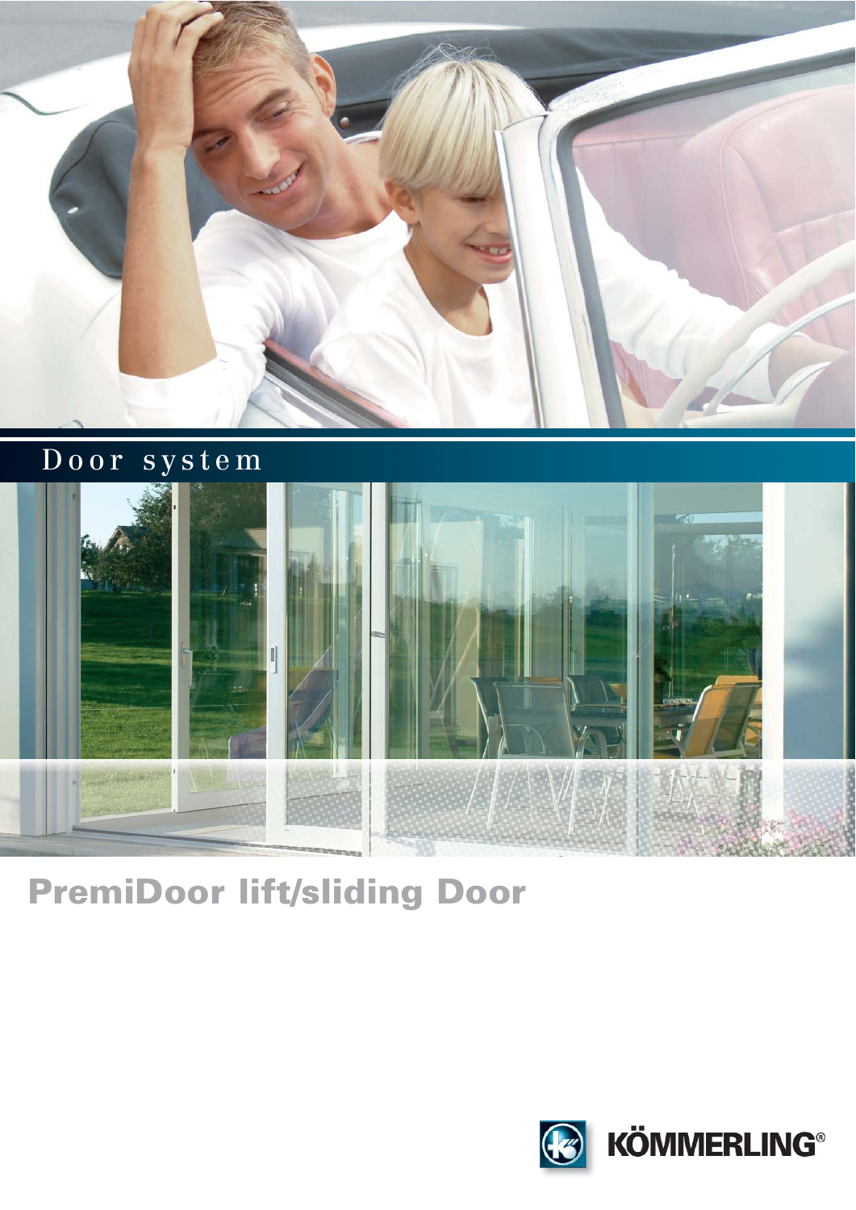Door system

# PremiDoor lift/sliding Door

KÖMMERLING®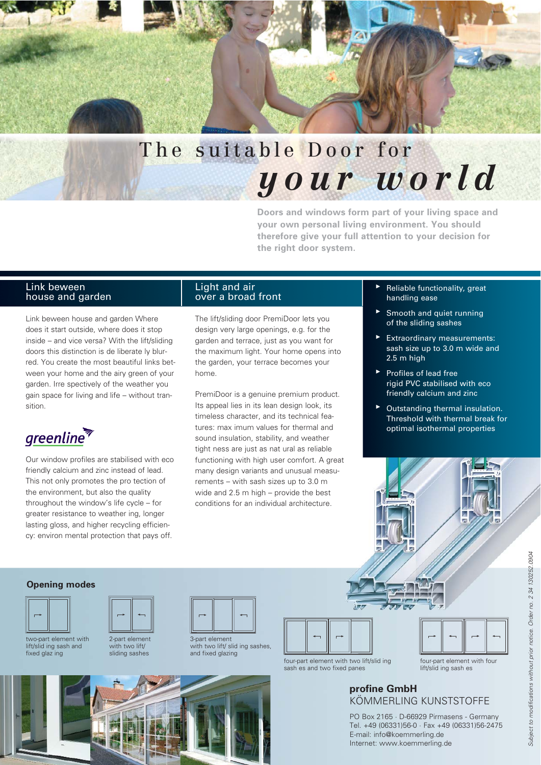# The suitable Door for *your world*

**Doors and windows form part of your living space and your own personal living environment. You should therefore give your full attention to your decision for the right door system.**

## Link beween house and garden

Link beween house and garden Where does it start outside, where does it stop inside – and vice versa? With the lift/sliding doors this distinction is de liberate ly blurred. You create the most beautiful links between your home and the airy green of your garden. Irre spectively of the weather you gain space for living and life – without transition.

greenline

Our window profiles are stabilised with eco friendly calcium and zinc instead of lead. This not only promotes the pro tection of the environment, but also the quality throughout the window's life cycle – for greater resistance to weather ing, longer lasting gloss, and higher recycling efficiency: environ mental protection that pays off.

## Light and air over a broad front

The lift/sliding door PremiDoor lets you design very large openings, e.g. for the garden and terrace, just as you want for the maximum light. Your home opens into the garden, your terrace becomes your home.

PremiDoor is a genuine premium product. Its appeal lies in its lean design look, its timeless character, and its technical features: max imum values for thermal and sound insulation, stability, and weather tight ness are just as nat ural as reliable functioning with high user comfort. A great many design variants and unusual measurements – with sash sizes up to 3.0 m wide and 2.5 m high – provide the best conditions for an individual architecture.

- Reliable functionality, great handling ease
- Smooth and quiet running of the sliding sashes
- Extraordinary measurements: sash size up to 3.0 m wide and 2.5 m high
- Profiles of lead free rigid PVC stabilised with eco friendly calcium and zinc
- Outstanding thermal insulation. Threshold with thermal break for optimal isothermal properties

### Opening modes

two-part element with lift/slid ing sash and fixed glaz ing

2-part element with two lift/ sliding sashes

3-part element with two lift/ slid ing sashes, and fixed glazing

four-part element with two lift/slid ing sash es and two fixed panes

four-part element with four lift/slid ing sash es

**profine GmbH**
KÖMMERLING KUNSTSTOFFE

PO Box 2165 · D-66929 Pirmasens - Germany
Tel. +49 (06331)56-0 · Fax +49 (06331)56-2475
E-mail: info@koemmerling.de
Internet: www.koemmerling.de

*Subject to modifications without prior notice. Order no. 2 34 130252 0904*